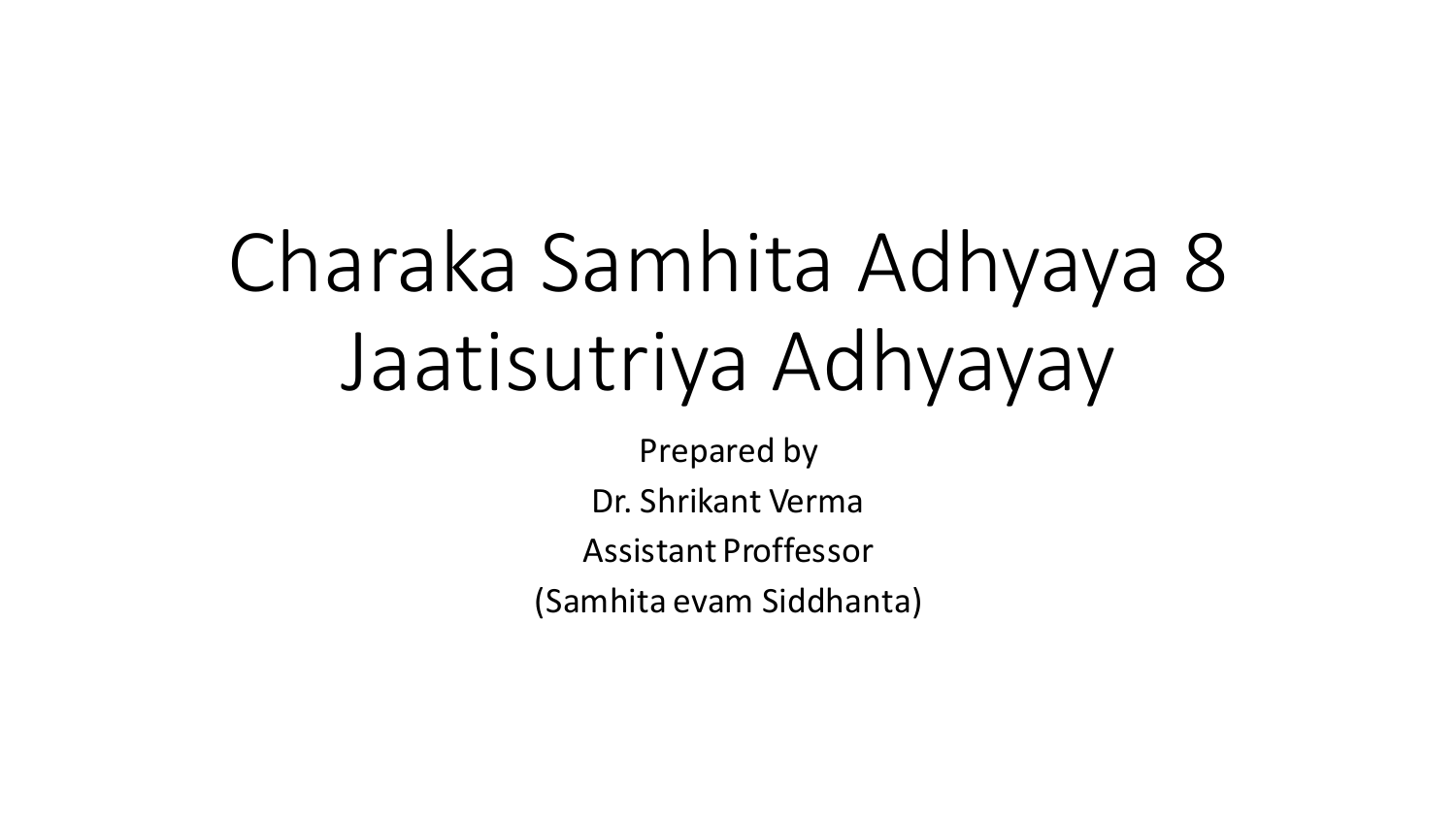# Charaka Samhita Adhyaya 8
# Jaatisutriya Adhyayay

Prepared by

Dr. Shrikant Verma

Assistant Proffessor

(Samhita evam Siddhanta)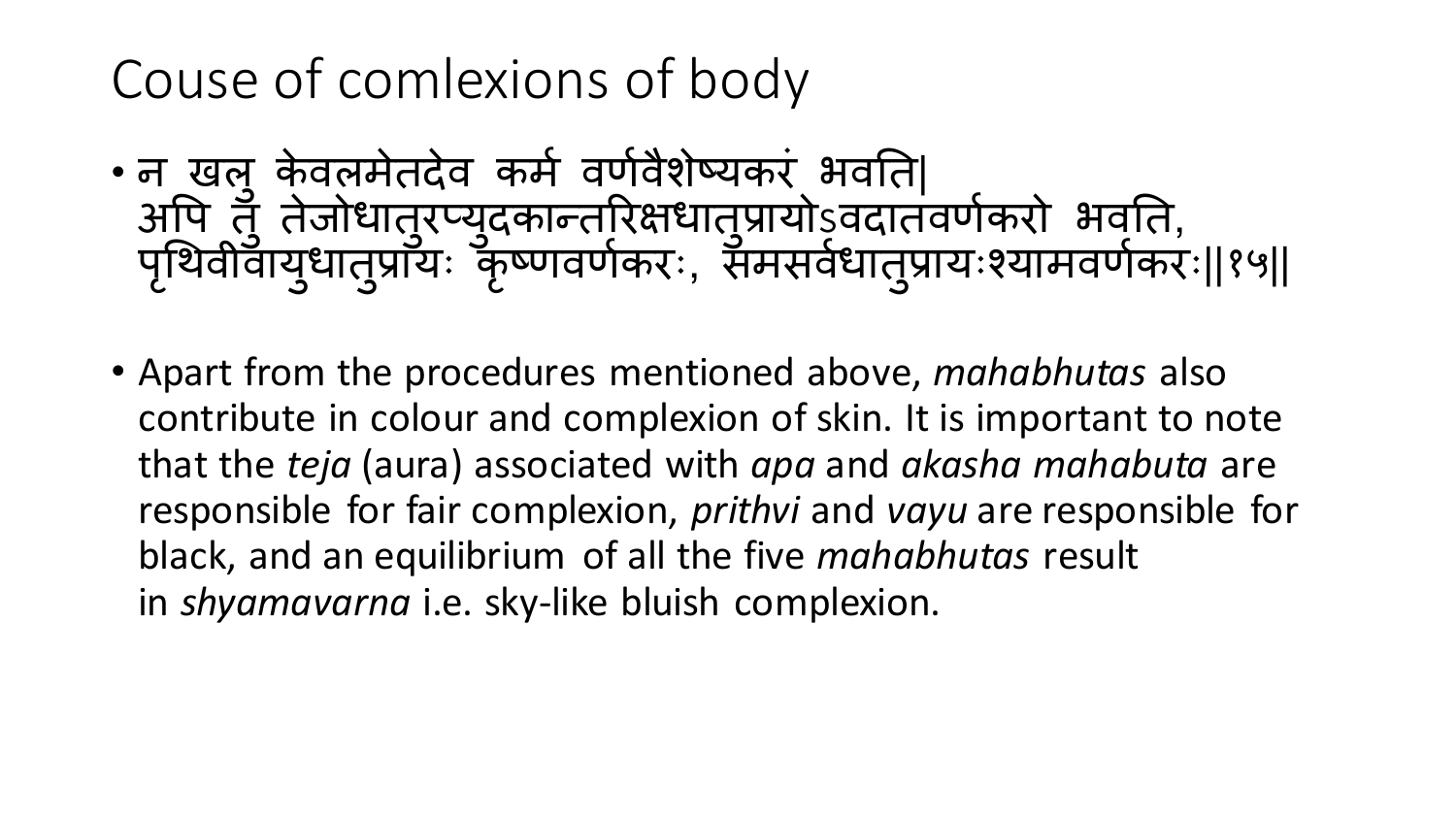# Couse of comlexions of body

- न खलु केवलमेतदेव कर्म वर्णवैशेष्यकरं भवति|
  अपि तु तेजोधातुरप्युदकान्तरिक्षधातुप्रायोऽवदातवर्णकरो भवति,
  पृथिवीवायुधातुप्रायः कृष्णवर्णकरः, समसर्वधातुप्रायःश्यामवर्णकरः||१५||

- Apart from the procedures mentioned above, *mahabhutas* also contribute in colour and complexion of skin. It is important to note that the *teja* (aura) associated with *apa* and *akasha mahabuta* are responsible for fair complexion, *prithvi* and *vayu* are responsible for black, and an equilibrium of all the five *mahabhutas* result in *shyamavarna* i.e. sky-like bluish complexion.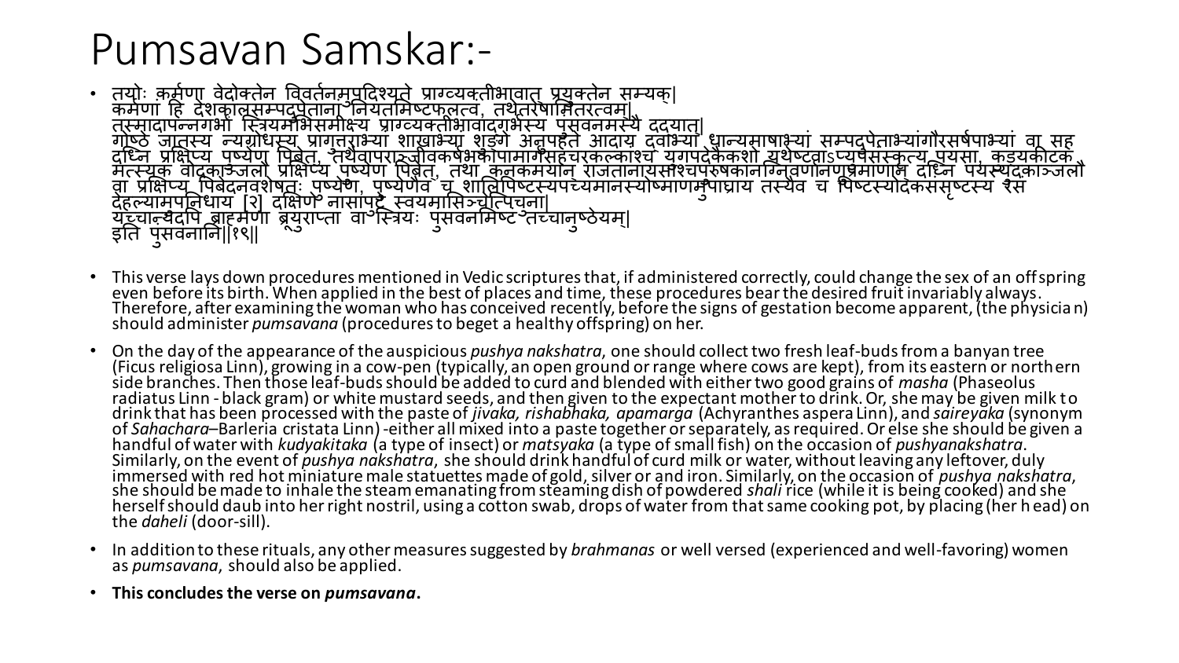# Pumsavan Samskar:-

- तयोः कर्मणा वेदोक्तेन विवर्तनमुपदिश्यते प्राग्व्यक्तीभावात् प्रयुक्तेन सम्यक्|
  कर्मणा हि देशकालसम्पदुपेतानां नियतमिष्टफलत्वं, तथेतरेषामितरत्वम्|
  तस्मादापन्नगर्भां स्त्रियमभिसमीक्ष्य प्राग्व्यक्तीभावाद्गर्भस्य पुंसवनमस्यै दद्यात्|
  गोष्ठे जातस्य न्यग्रोधस्य प्रागुत्तराभ्यां शाखाभ्यां शुङ्गे अनुपहते आदाय द्वाभ्यां धान्यमाषाभ्यां सम्पदुपेताभ्यां गौरसर्षपाभ्यां वा सह दध्नि प्रक्षिप्य पुष्येण पिबेत्, तथैवापराञ्जीवकर्षभकापामार्गसहचरकल्कांश्च युगपदेकैकशो यथेष्टं वाऽप्युपसंस्कृत्य पयसा, कुडयकीटकं मत्स्यकं वोदकाञ्जलौ प्रक्षिप्य पुष्येण पिबेत्, तथा कनकमयान् राजतानायसांश्च पुरुषकानग्निवर्णानणुप्रमाणान् दध्नि पयस्युदकाञ्जलौ वा प्रक्षिप्य पिबेदनवशेषतः पुष्येण, पुष्येणैव च शालिपिष्टस्य पच्यमानस्योष्माणमुपाघ्राय तस्यैव च पिष्टस्योदकसंसृष्टस्य रसं देहल्यामुपनिधाय [२] दक्षिणे नासापुटे स्वयमासिञ्चेत् पिचुना|
  यच्चान्यदपि ब्राह्मणा ब्रूयुराप्ता वा स्त्रियः पुंसवनमिष्टं तच्चानुष्ठेयम्|
  इति पुंसवनानि||१९||

- This verse lays down procedures mentioned in Vedic scriptures that, if administered correctly, could change the sex of an offspring even before its birth. When applied in the best of places and time, these procedures bear the desired fruit invariably always. Therefore, after examining the woman who has conceived recently, before the signs of gestation become apparent, (the physician) should administer *pumsavana* (procedures to beget a healthy offspring) on her.

- On the day of the appearance of the auspicious *pushya nakshatra*, one should collect two fresh leaf-buds from a banyan tree (Ficus religiosa Linn), growing in a cow-pen (typically, an open ground or range where cows are kept), from its eastern or northern side branches. Then those leaf-buds should be added to curd and blended with either two good grains of *masha* (Phaseolus radiatus Linn - black gram) or white mustard seeds, and then given to the expectant mother to drink. Or, she may be given milk to drink that has been processed with the paste of *jivaka, rishabhaka, apamarga* (Achyranthes aspera Linn), and *saireyaka* (synonym of *Sahachara*–Barleria cristata Linn) -either all mixed into a paste together or separately, as required. Or else she should be given a handful of water with *kudyakitaka* (a type of insect) or *matsyaka* (a type of small fish) on the occasion of *pushyanakshatra*. Similarly, on the event of *pushya nakshatra*, she should drink handful of curd milk or water, without leaving any leftover, duly immersed with red hot miniature male statuettes made of gold, silver or and iron. Similarly, on the occasion of *pushya nakshatra*, she should be made to inhale the steam emanating from steaming dish of powdered *shali* rice (while it is being cooked) and she herself should daub into her right nostril, using a cotton swab, drops of water from that same cooking pot, by placing (her head) on the *daheli* (door-sill).

- In addition to these rituals, any other measures suggested by *brahmanas* or well versed (experienced and well-favoring) women as *pumsavana*, should also be applied.

- **This concludes the verse on *pumsavana*.**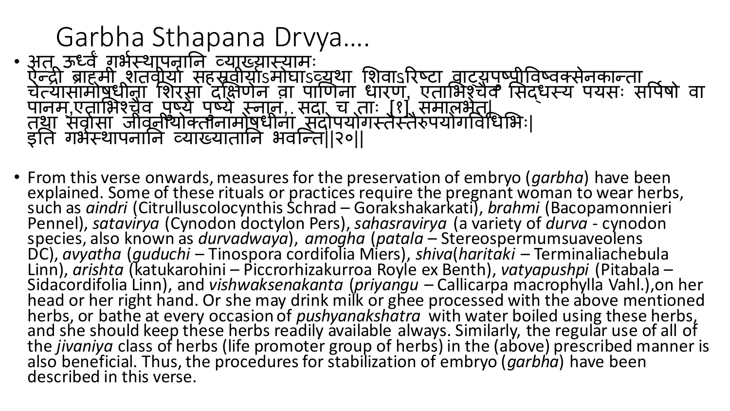# Garbha Sthapana Drvya….

- अत ऊर्ध्वं गर्भस्थापनानि व्याख्यास्यामः
ऐन्द्री ब्राह्मी शतवीर्या सहस्रवीर्याऽमोघाऽव्यथा शिवाऽरिष्टा वाट्यपुष्पीविष्वक्सेनकान्ता चेत्यासामोषधीनां शिरसा दक्षिणेन वा पाणिना धारणं, एताभिश्चैव सिद्धस्य पयसः सर्पिषो वा पानम,एताभिश्चैव पुष्ये पुष्ये स्नानं,. सदा च ताः [१] समालभेत|
तथा सर्वासां जीवनीयोक्तानामोषधीनां सदोपयोगस्तैस्तैरुपयोगविधिभिः|
इति गर्भस्थापनानि व्याख्यातानि भवन्ति||२०||

- From this verse onwards, measures for the preservation of embryo (*garbha*) have been explained. Some of these rituals or practices require the pregnant woman to wear herbs, such as *aindri* (Citrulluscolocynthis Schrad – Gorakshakarkati), *brahmi* (Bacopamonnieri Pennel), *satavirya* (Cynodon doctylon Pers), *sahasravirya* (a variety of *durva* - cynodon species, also known as *durvadwaya*), *amogha* (*patala* – Stereospermumsuaveolens DC), *avyatha* (*guduchi* – Tinospora cordifolia Miers), *shiva*(*haritaki* – Terminaliachebula Linn), *arishta* (katukarohini – Piccrorhizakurroa Royle ex Benth), *vatyapushpi* (Pitabala – Sidacordifolia Linn), and *vishwaksenakanta* (*priyangu* – Callicarpa macrophylla Vahl.),on her head or her right hand. Or she may drink milk or ghee processed with the above mentioned herbs, or bathe at every occasion of *pushyanakshatra* with water boiled using these herbs, and she should keep these herbs readily available always. Similarly, the regular use of all of the *jivaniya* class of herbs (life promoter group of herbs) in the (above) prescribed manner is also beneficial. Thus, the procedures for stabilization of embryo (*garbha*) have been described in this verse.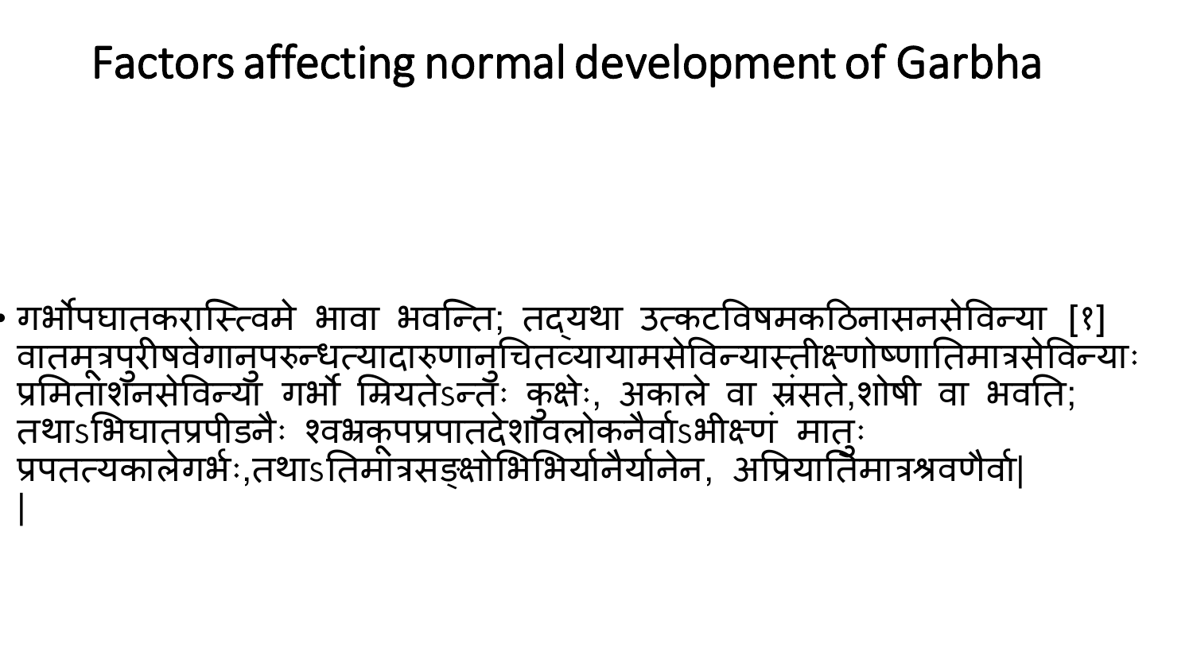# Factors affecting normal development of Garbha

- गर्भोपघातकरास्त्विमे भावा भवन्ति; तद्यथा उत्कटविषमकठिनासनसेविन्या [१] वातमूत्रपुरीषवेगानुपरुन्धत्यादारुणानुचितव्यायामसेविन्यास्तीक्ष्णोष्णातिमात्रसेविन्याः प्रमिताशनसेविन्या गर्भो म्रियतेऽन्तः कुक्षेः, अकाले वा स्रंसते,शोषी वा भवति; तथाऽभिघातप्रपीडनैः श्वभ्रकूपप्रपातदेशावलोकनैर्वाऽभीक्ष्णं मातुः प्रपतत्यकालेगर्भः,तथाऽतिमात्रसङ्क्षोभिभिर्यानैर्यानेन, अप्रियातिमात्रश्रवणैर्वा| |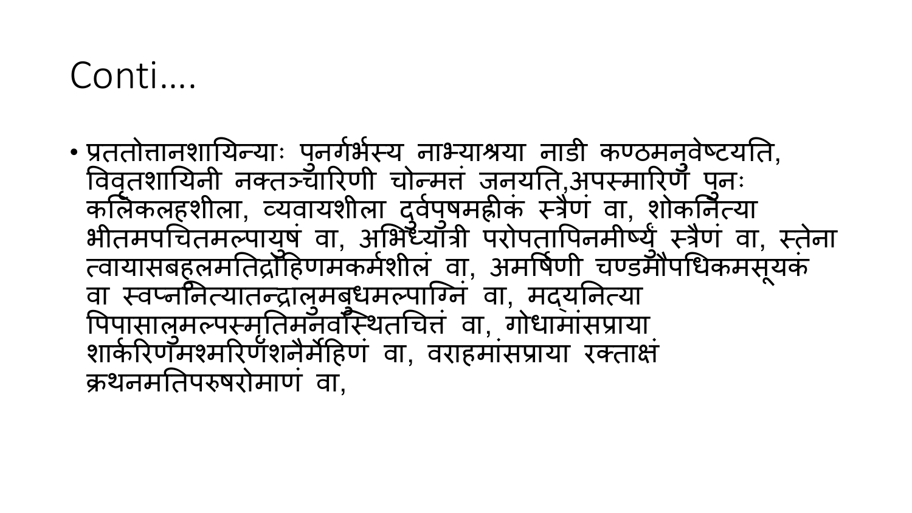# Conti….

- प्रततोत्तानशायिन्याः पुनर्गर्भस्य नाभ्याश्रया नाडी कण्ठमनुवेष्टयति, विवृतशायिनी नक्तञ्चारिणी चोन्मत्तं जनयति,अपस्मारिणं पुनः कलिकलहशीला, व्यवायशीला दुर्वपुषमह्रीकं स्त्रैणं वा, शोकनित्या भीतमपचितमल्पायुषं वा, अभिध्यात्री परोपतापिनमीर्ष्युं स्त्रैणं वा, स्तेना त्वायासबहुलमतिद्रोहिणमकर्मशीलं वा, अमर्षिणी चण्डमौपधिकमसूयकं वा स्वप्ननित्यातन्द्रालुमबुधमल्पाग्निं वा, मद्यनित्या पिपासालुमल्पस्मृतिमनवस्थितचित्तं वा, गोधामांसप्राया शार्करिणमश्मरिणंशनैर्मेहिणं वा, वराहमांसप्राया रक्ताक्षं क्रथनमतिपरुषरोमाणं वा,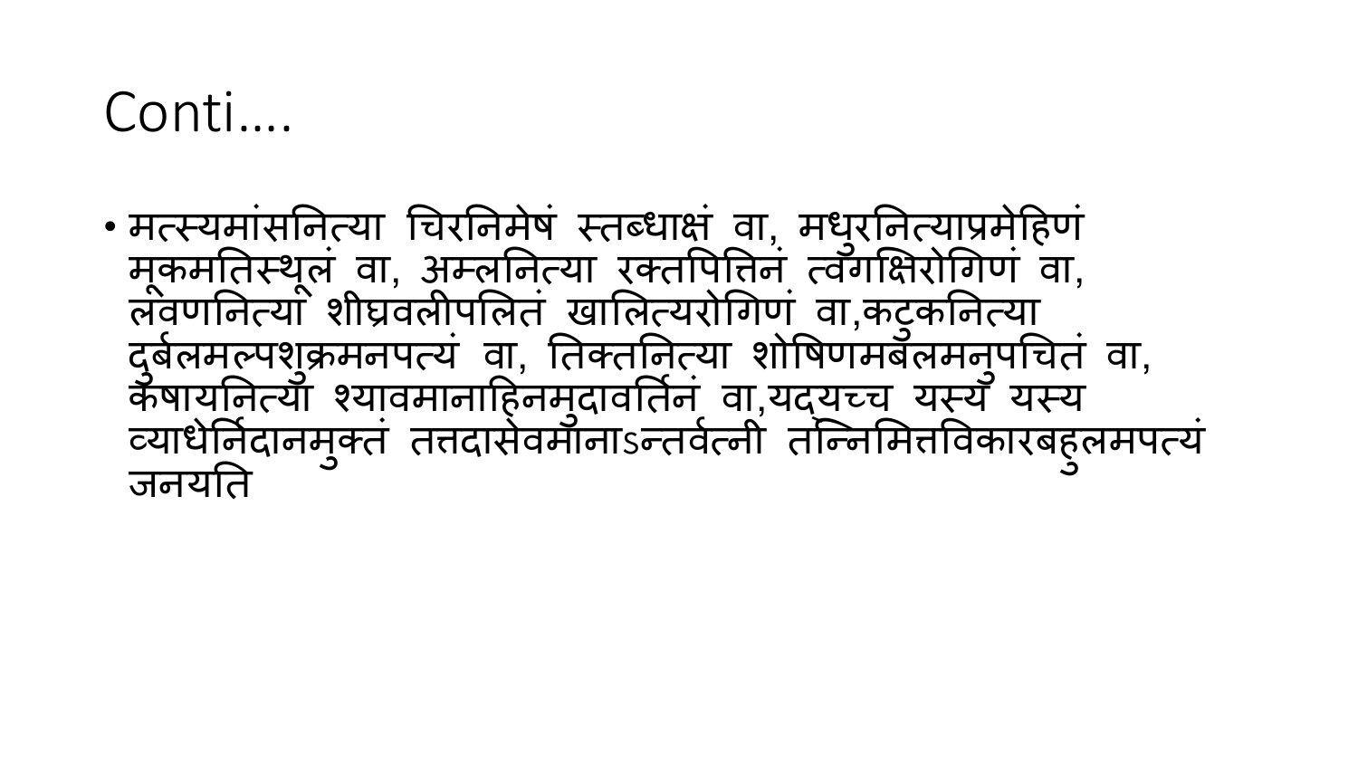# Conti….

- मत्स्यमांसनित्या चिरनिमेषं स्तब्धाक्षं वा, मधुरनित्याप्रमेहिणं मूकमतिस्थूलं वा, अम्लनित्या रक्तपित्तिनं त्वगक्षिरोगिणं वा, लवणनित्या शीघ्रवलीपलितं खालित्यरोगिणं वा,कटुकनित्या दुर्बलमल्पशुक्रमनपत्यं वा, तिक्तनित्या शोषिणमबलमनुपचितं वा, कषायनित्या श्यावमानाहिनमुदावर्तिनं वा,यद्यच्च यस्य यस्य व्याधेर्निदानमुक्तं तत्तदासेवमानाऽन्तर्वत्नी तन्निमित्तविकारबहुलमपत्यं जनयति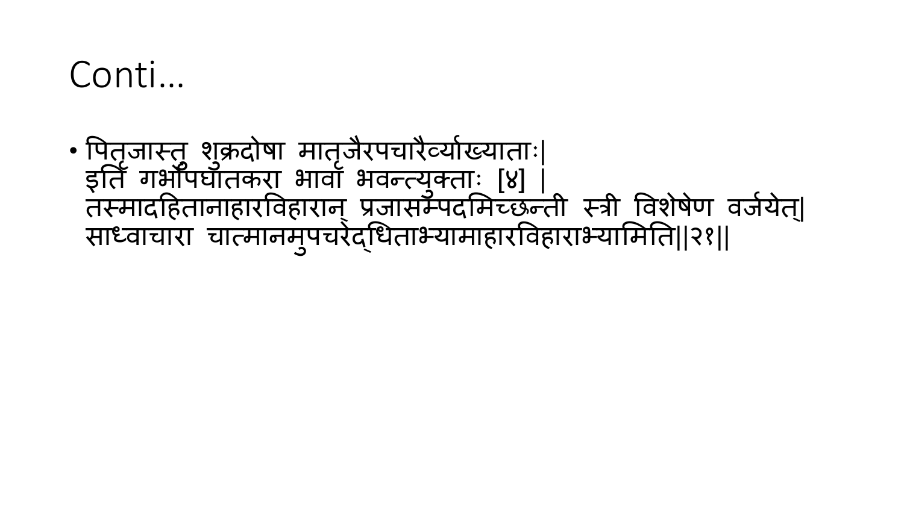# Conti…

- पितृजास्तु शुक्रदोषा मातृजैरपचारैर्व्याख्याताः|
  इति गर्भोपघातकरा भावा भवन्त्युक्ताः [४] |
  तस्मादहितानाहारविहारान् प्रजासम्पदमिच्छन्ती स्त्री विशेषेण वर्जयेत्|
  साध्वाचारा चात्मानमुपचरेद्धिताभ्यामाहारविहाराभ्यामिति||२१||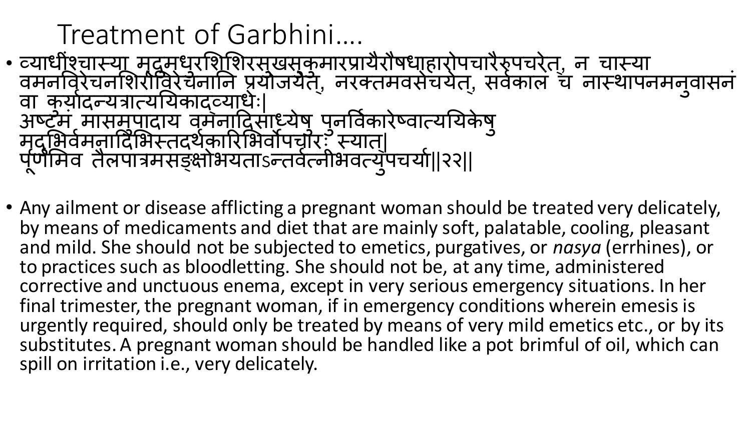# Treatment of Garbhini….

- व्याधींश्चास्या मृदुमधुरशिशिरसुखसुकुमारप्रायैरौषधाहारोपचारैरुपचरेत्, न चास्या वमनविरेचनशिरोविरेचनानि प्रयोजयेत्, नरक्तमवसेचयेत्, सर्वकालं च नास्थापनमनुवासनं वा कुर्यादन्यत्रात्ययिकाद्व्याधेः|
  अष्टमं मासमुपादाय वमनादिसाध्येषु पुनर्विकारेष्वात्ययिकेषु मृदुभिर्वमनादिभिस्तदर्थकारिभिर्वोपचारः स्यात्|
  पूर्णमिव तैलपात्रमसङ्क्षोभयताऽन्तर्वत्नीभवत्युपचर्या||२२||

- Any ailment or disease afflicting a pregnant woman should be treated very delicately, by means of medicaments and diet that are mainly soft, palatable, cooling, pleasant and mild. She should not be subjected to emetics, purgatives, or *nasya* (errhines), or to practices such as bloodletting. She should not be, at any time, administered corrective and unctuous enema, except in very serious emergency situations. In her final trimester, the pregnant woman, if in emergency conditions wherein emesis is urgently required, should only be treated by means of very mild emetics etc., or by its substitutes. A pregnant woman should be handled like a pot brimful of oil, which can spill on irritation i.e., very delicately.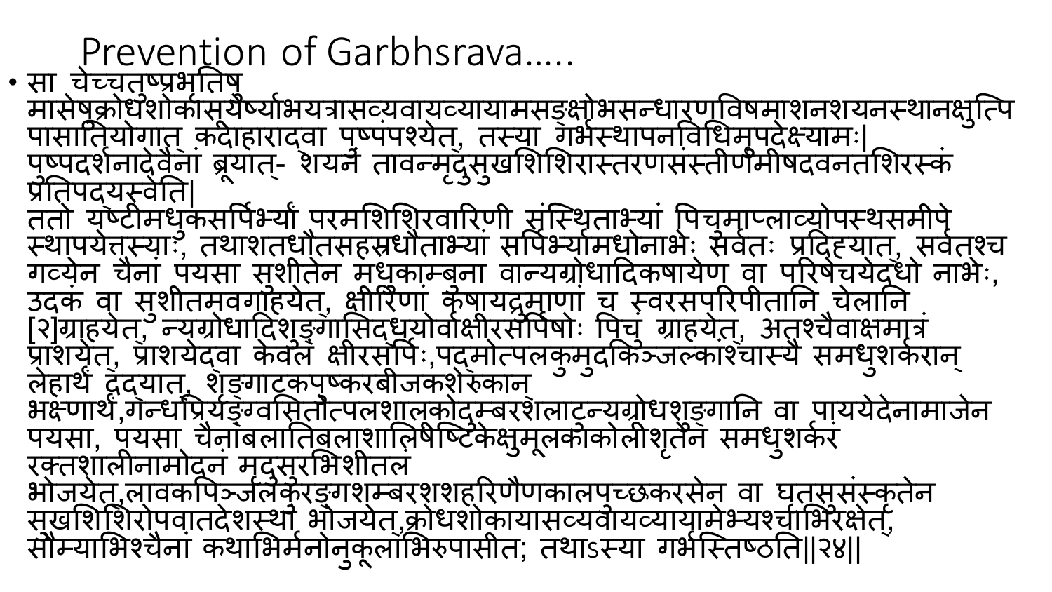# Prevention of Garbhsrava.....

- सा चेच्चतुष्प्रभृतिषु मासेषुक्रोधशोकासूयेर्ष्याभयत्रासव्यवायव्यायामसङ्क्षोभसन्धारणविषमाशनशयनस्थानक्षुत्पिपासातियोगात् कदाहारादवा पुष्पपश्येत्, तस्या गर्भस्थापनविधिमुपदेक्ष्यामः| पुष्पदर्शनादेवैनां ब्रूयात्- शयने तावन्मृदुसुखशिशिरास्तरणसंस्तीर्णमीषदवनतशिरस्कं प्रतिपदयस्वेति|
ततो यष्टीमधुकसर्पिर्भ्यां परमशिशिरवारिणी संस्थिताभ्यां पिचुमाप्लाव्योपस्थसमीपे स्थापयेत्तस्याः, तथाशतधौतसहस्रधौताभ्यां सर्पिर्भ्यामधोनाभेः सर्वतः प्रदिह्यात, सर्वतश्च गव्येन चैनां पयसा सुशीतेन मधुकाम्बुना वान्यग्रोधादिकषायेण वा परिषेचयेदधो नाभेः, उदकं वा सुशीतमवगाहयेत, क्षीरिणां कषायद्रुमाणां च स्वरसपरिपीतानि चेलानि [२]ग्राहयेत्, न्यग्रोधादिशुङ्गासिदधयोर्वाक्षीरसर्पिषोः पिचुं ग्राहयेत्, अतश्चैवाक्षमात्रं प्राशयेत्, प्राशयेदवा केवलं क्षीरसर्पिः,पद्मोत्पलकुमुदकिञ्जल्कांश्चास्ये समधुशर्करान् लेहार्थं दद्यात्, शृङ्गाटकपुष्करबीजकशेरुकान् भक्ष्णार्थं,गन्धप्रियङ्ग्वसितोत्पलशालुकोदुम्बरशलाटुन्यग्रोधशुङ्गानि वा पाययेदेनामाजेन पयसा, पयसा चैनांबलातिबलाशालिषष्टिकेक्षुमूलकाकोलीशृतेन समधुशर्करं रक्तशालीनामोदनं मृदुसुरभिशीतलं भोजयेत्,लावकपिञ्जलकुरङ्गशम्बरशशहरिणैणकालपुच्छकरसेन वा घृतसुसंस्कृतेन सुखशिशिरोपवातदेशस्थां भोजयेत्,क्रोधशोकायासव्यवायव्यायामेभ्यश्चाभिरक्षेत्, सौम्याभिश्चैनां कथाभिर्मनोनुकूलाभिरुपासीत; तथाऽस्या गर्भस्तिष्ठति||२४||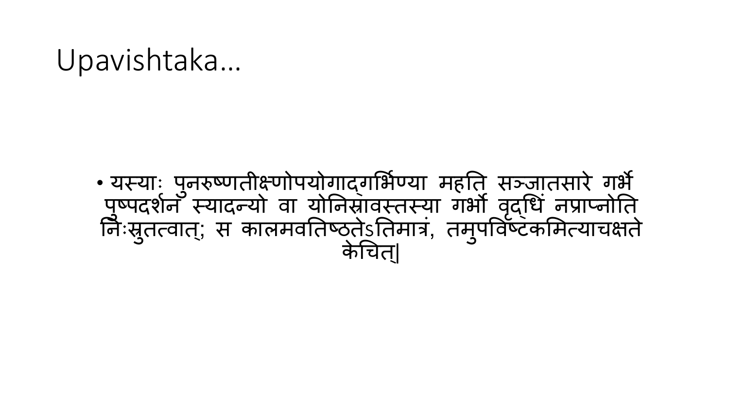# Upavishtaka…

- यस्याः पुनरुष्णतीक्ष्णोपयोगाद्गर्भिण्या महति सञ्जातसारे गर्भे पुष्पदर्शनं स्यादन्यो वा योनिस्रावस्तस्या गर्भो वृद्धिं नप्राप्नोति निःस्रुतत्वात्; स कालमवतिष्ठतेऽतिमात्रं, तमुपविष्टकमित्याचक्षते केचित्|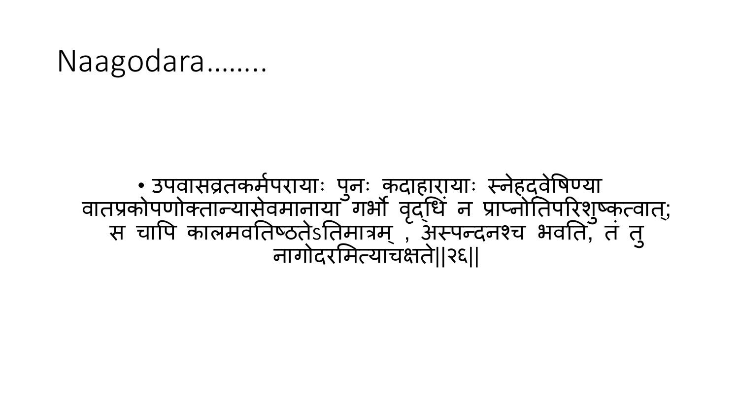# Naagodara........

- उपवासव्रतकर्मपरायाः पुनः कदाहारायाः स्नेहद्वेषिण्या वातप्रकोपणोक्तान्यासेवमानाया गर्भो वृद्धिं न प्राप्नोतिपरिशुष्कत्वात्; स चापि कालमवतिष्ठतेऽतिमात्रम् , अस्पन्दनश्च भवति, तं तु नागोदरमित्याचक्षते||२६||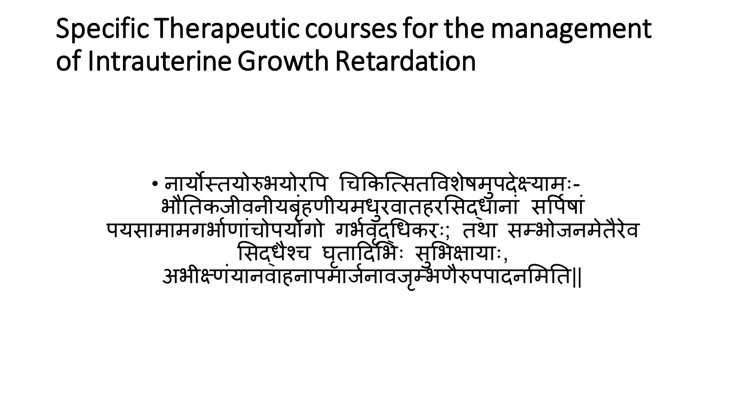# Specific Therapeutic courses for the management of Intrauterine Growth Retardation

- नार्योस्तयोरुभयोरपि चिकित्सितविशेषमुपदेक्ष्यामः- भौतिकजीवनीयबृंहणीयमधुरवातहरसिद्धानां सर्पिषां पयसामामगर्भाणांचोपयोगो गर्भवृद्धिकरः; तथा सम्भोजनमेतैरेव सिद्धैश्च घृतादिभिः सुभिक्षायाः, अभीक्ष्णंयानवाहनापमार्जनावजृम्भणैरुपपादनमिति||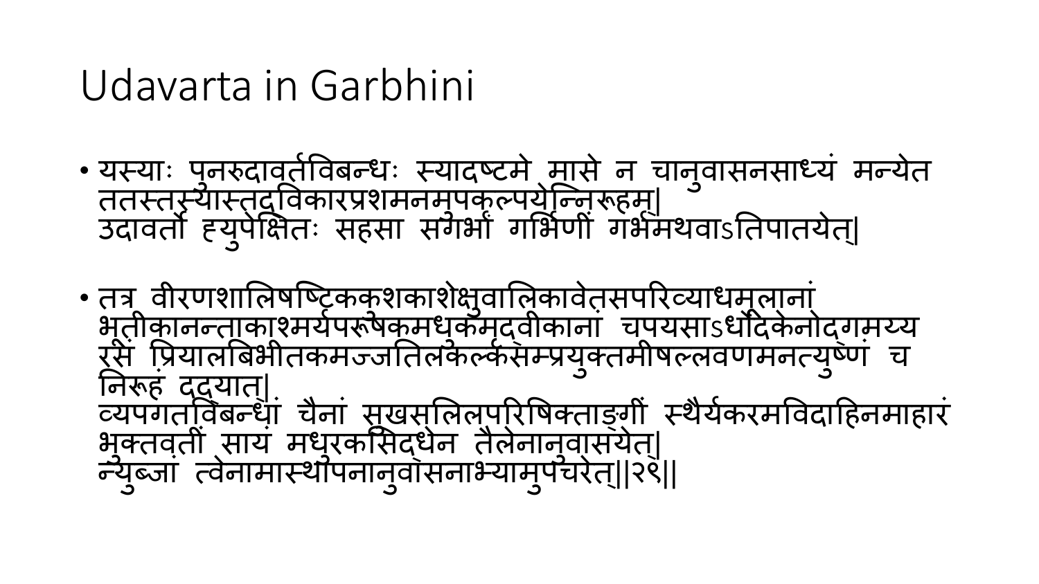# Udavarta in Garbhini

- यस्याः पुनरुदावर्तविबन्धः स्यादष्टमे मासे न चानुवासनसाध्यं मन्येत ततस्तस्यास्तद्विकारप्रशमनमुपकल्पयेन्निरूहम्|
  उदावर्तो ह्युपेक्षितः सहसा सगर्भां गर्भिणीं गर्भमथवाऽतिपातयेत्|

- तत्र वीरणशालिषष्टिककुशकाशेक्षुवालिकावेतसपरिव्याधमूलानां भूतीकानन्ताकाश्मर्यपरूषकमधुकमृद्वीकानां चपयसाऽर्धोदकेनोद्गमय्य रसं प्रियालबिभीतकमज्जतिलकल्कसम्प्रयुक्तमीषल्लवणमनत्युष्णं च निरूहं दद्यात्|
  व्यपगतविबन्धां चैनां सुखसलिलपरिषिक्ताङ्गीं स्थैर्यकरमविदाहिनमाहारं भुक्तवतीं सायं मधुरकसिद्धेन तैलेनानुवासयेत्|
  न्युब्जां त्वेनामास्थापनानुवासनाभ्यामुपचरेत्||२९||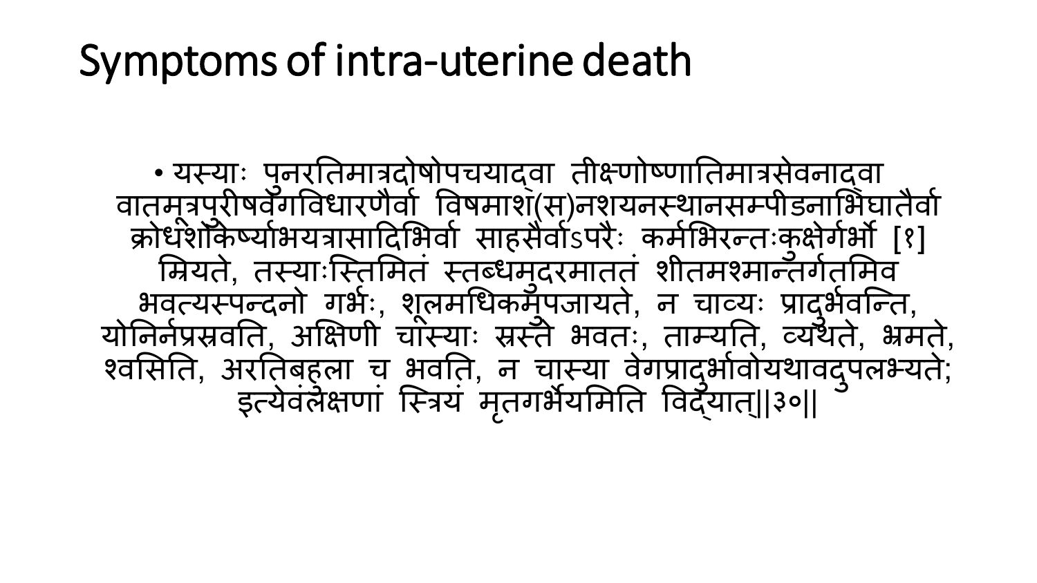# Symptoms of intra-uterine death

- यस्याः पुनरतिमात्रदोषोपचयाद्वा तीक्ष्णोष्णातिमात्रसेवनाद्वा वातमूत्रपुरीषवेगविधारणैर्वा विषमाश(स)नशयनस्थानसम्पीडनाभिघातैर्वा क्रोधशोकेर्ष्याभयत्रासादिभिर्वा साहसैर्वाऽपरैः कर्मभिरन्तःकुक्षेर्गर्भो [१] म्रियते, तस्याःस्तिमितं स्तब्धमुदरमाततं शीतमश्मान्तर्गतमिव भवत्यस्पन्दनो गर्भः, शूलमधिकमुपजायते, न चाव्यः प्रादुर्भवन्ति, योनिर्नप्रस्रवति, अक्षिणी चास्याः स्रस्ते भवतः, ताम्यति, व्यथते, भ्रमते, श्वसिति, अरतिबहुला च भवति, न चास्या वेगप्रादुर्भावोयथावदुपलभ्यते; इत्येवंलक्षणां स्त्रियं मृतगर्भेयमिति विद्यात्||३०||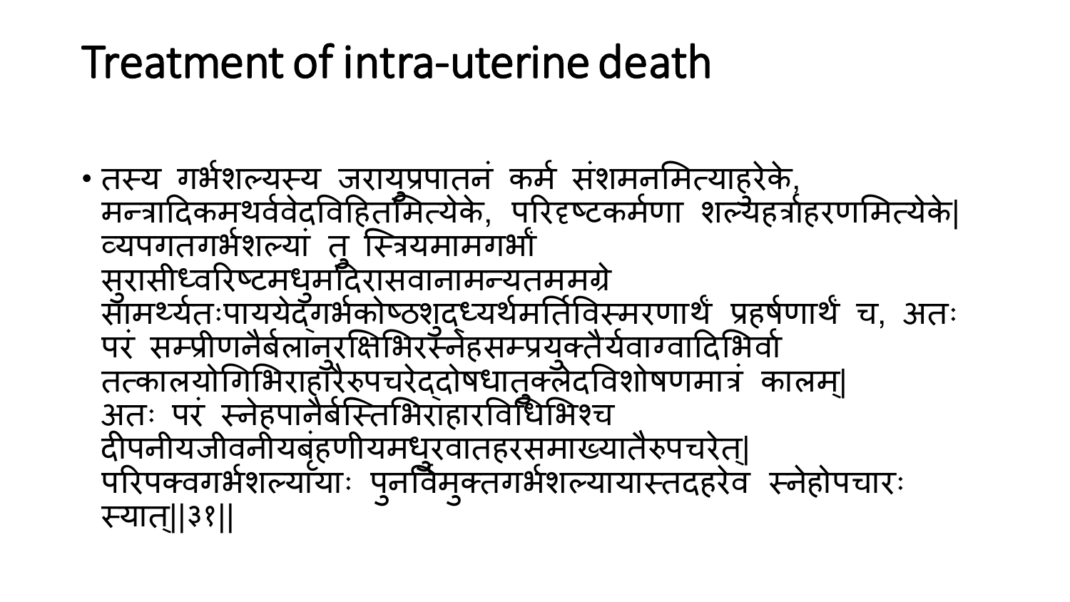# Treatment of intra-uterine death

- तस्य गर्भशल्यस्य जरायुप्रपातनं कर्म संशमनमित्याहरेके, मन्त्रादिकमथर्ववेदविहितमित्येके, परिदृष्टकर्मणा शल्यहर्त्राहरणमित्येके| व्यपगतगर्भशल्यां तु स्त्रियमामगर्भां सुरासीध्वरिष्टमधुमदिरासवानामन्यतममग्रे सामर्थ्यतःपाययेद्गर्भकोष्ठशुद्ध्यर्थमर्तिविस्मरणार्थं प्रहर्षणार्थं च, अतः परं सम्प्रीणनैर्बलानुरक्षिभिरस्नेहसम्प्रयुक्तैर्यवाग्वादिभिर्वा तत्कालयोगिभिराहारैरुपचरेद्दोषधातुक्लेदविशोषणमात्रं कालम्| अतः परं स्नेहपानैर्बस्तिभिराहारविधिभिश्च दीपनीयजीवनीयबृंहणीयमधुरवातहरसमाख्यातैरुपचरेत्| परिपक्वगर्भशल्यायाः पुनर्विमुक्तगर्भशल्यायास्तदहरेव स्नेहोपचारः स्यात्||३१||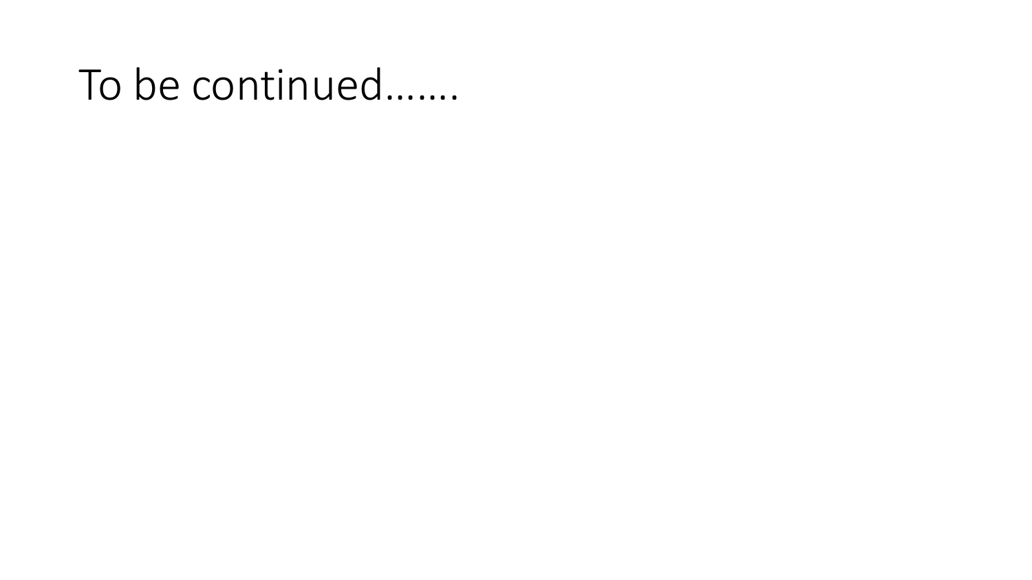# To be continued…….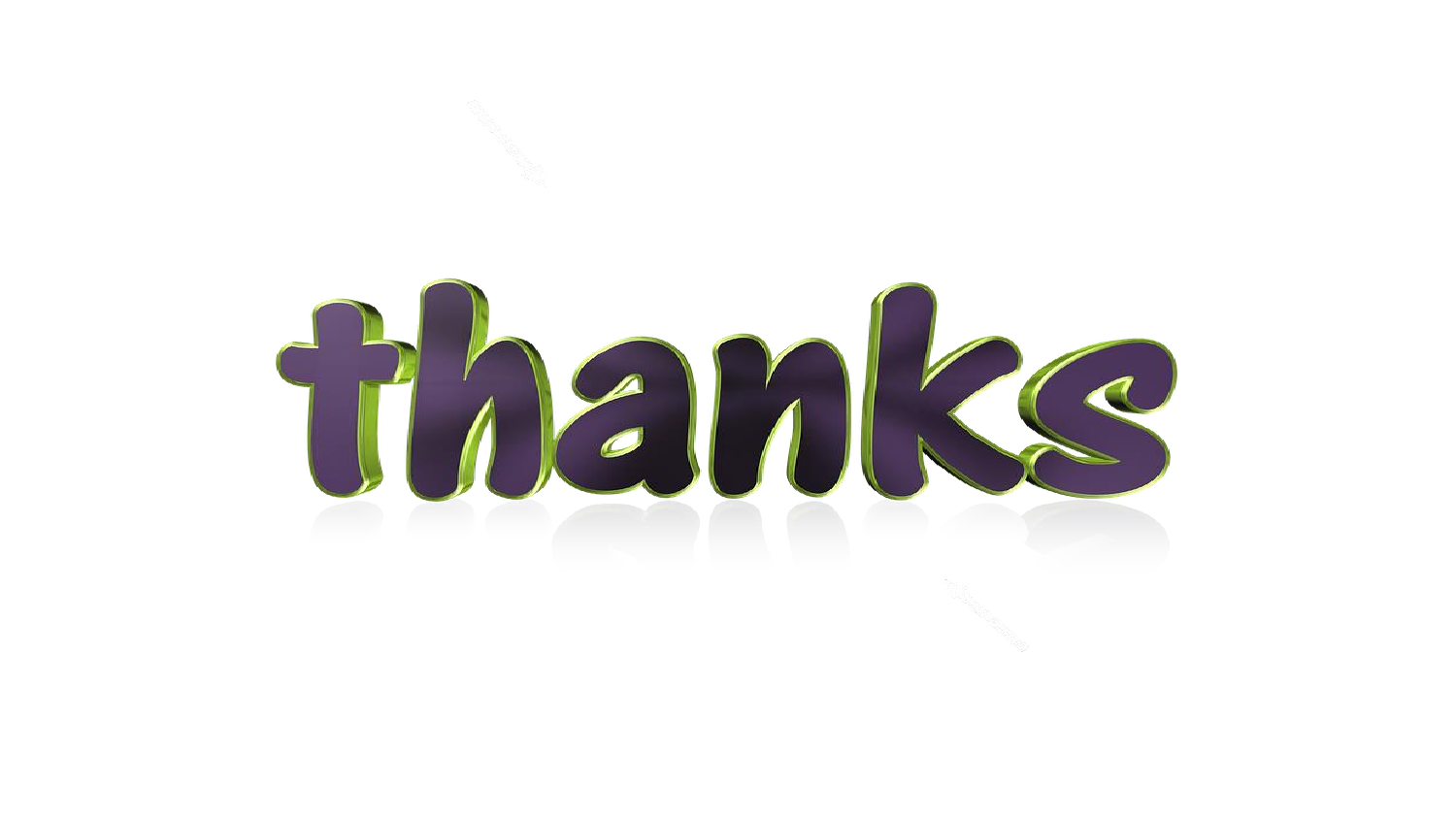thanks